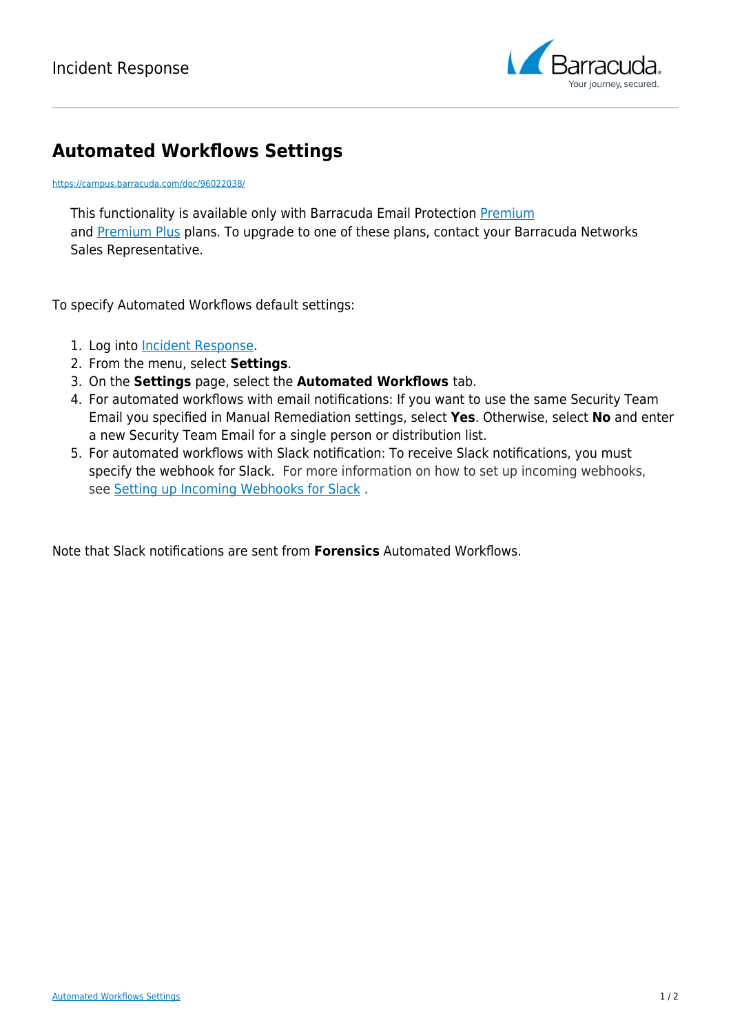# Automated Workflows Settings

https://campus.barracuda.com/doc/96022038/

This functionality is available only with Barracuda Email Protection Premium and Premium Plus plans. To upgrade to one of these plans, contact your Barracuda Networks Sales Representative.

To specify Automated Workflows default settings:

1. Log into Incident Response.
2. From the menu, select **Settings**.
3. On the **Settings** page, select the **Automated Workflows** tab.
4. For automated workflows with email notifications: If you want to use the same Security Team Email you specified in Manual Remediation settings, select **Yes**. Otherwise, select **No** and enter a new Security Team Email for a single person or distribution list.
5. For automated workflows with Slack notification: To receive Slack notifications, you must specify the webhook for Slack. For more information on how to set up incoming webhooks, see Setting up Incoming Webhooks for Slack .

Note that Slack notifications are sent from **Forensics** Automated Workflows.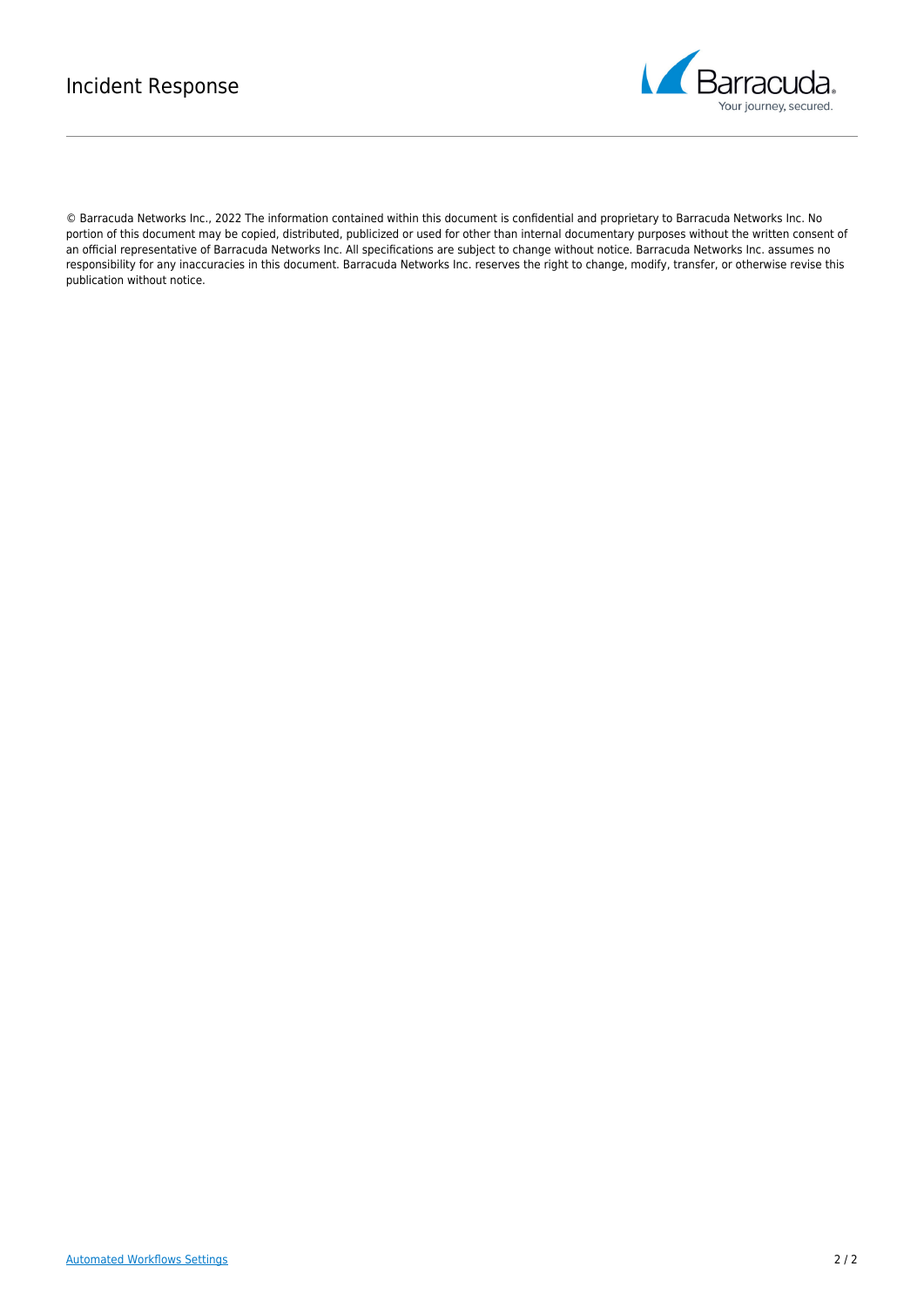© Barracuda Networks Inc., 2022 The information contained within this document is confidential and proprietary to Barracuda Networks Inc. No portion of this document may be copied, distributed, publicized or used for other than internal documentary purposes without the written consent of an official representative of Barracuda Networks Inc. All specifications are subject to change without notice. Barracuda Networks Inc. assumes no responsibility for any inaccuracies in this document. Barracuda Networks Inc. reserves the right to change, modify, transfer, or otherwise revise this publication without notice.